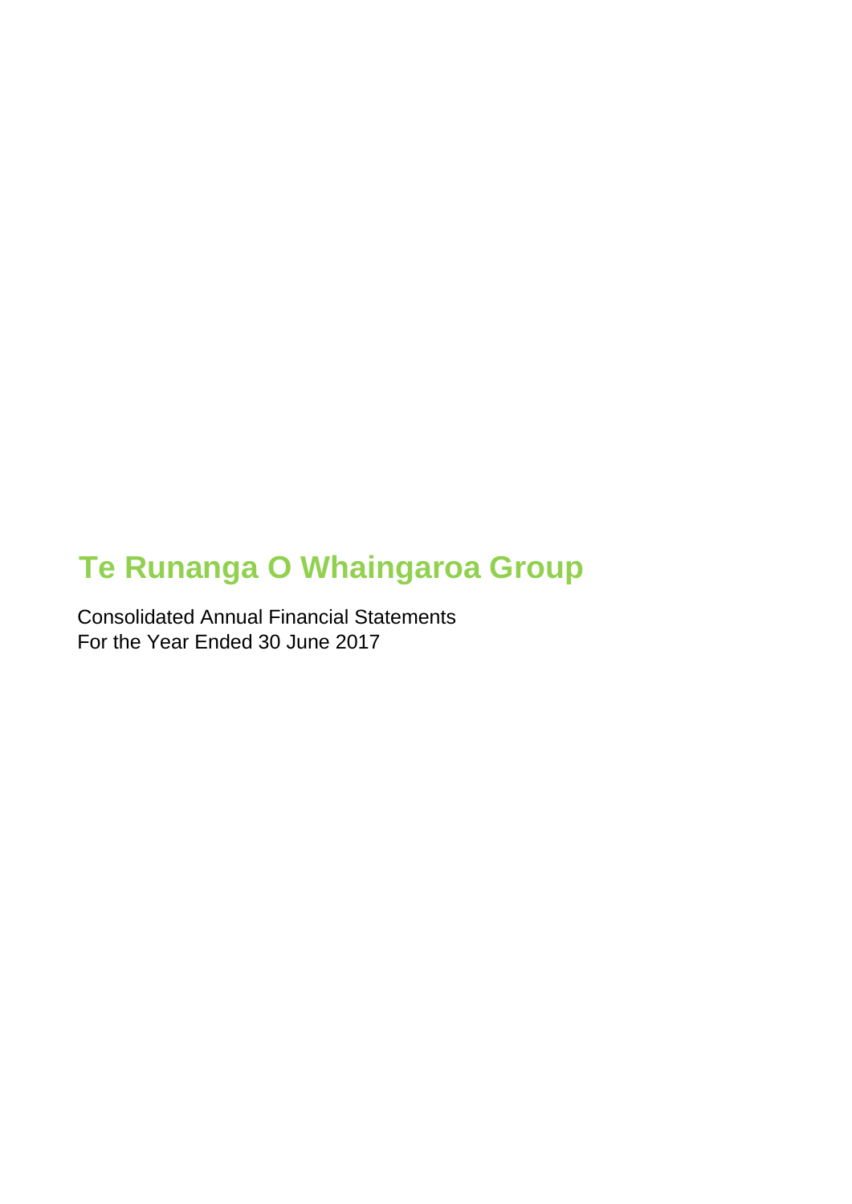# Te Runanga O Whaingaroa Group

Consolidated Annual Financial Statements
For the Year Ended 30 June 2017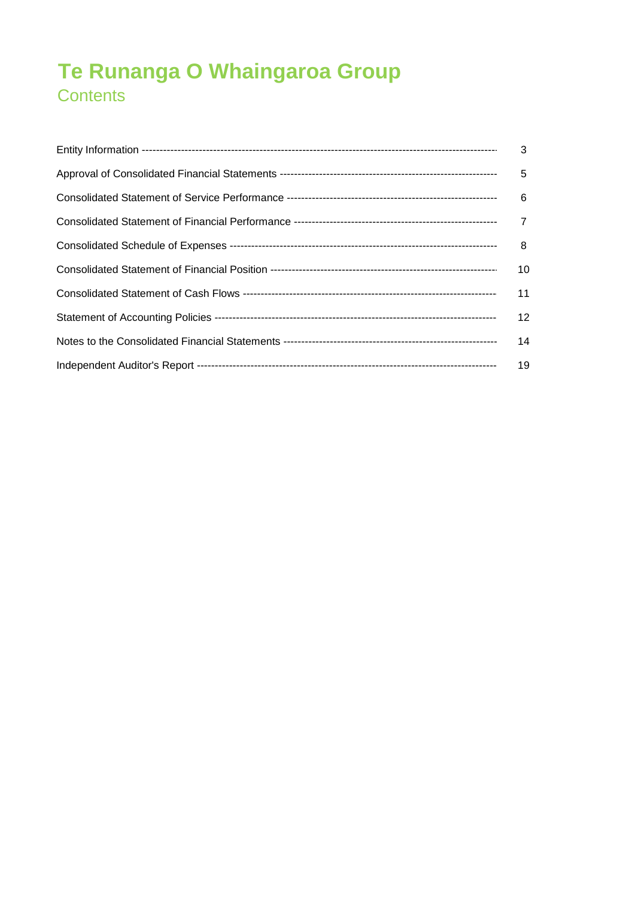# Te Runanga O Whaingaroa Group

## Contents

| | |
|---|---|
| Entity Information | 3 |
| Approval of Consolidated Financial Statements | 5 |
| Consolidated Statement of Service Performance | 6 |
| Consolidated Statement of Financial Performance | 7 |
| Consolidated Schedule of Expenses | 8 |
| Consolidated Statement of Financial Position | 10 |
| Consolidated Statement of Cash Flows | 11 |
| Statement of Accounting Policies | 12 |
| Notes to the Consolidated Financial Statements | 14 |
| Independent Auditor's Report | 19 |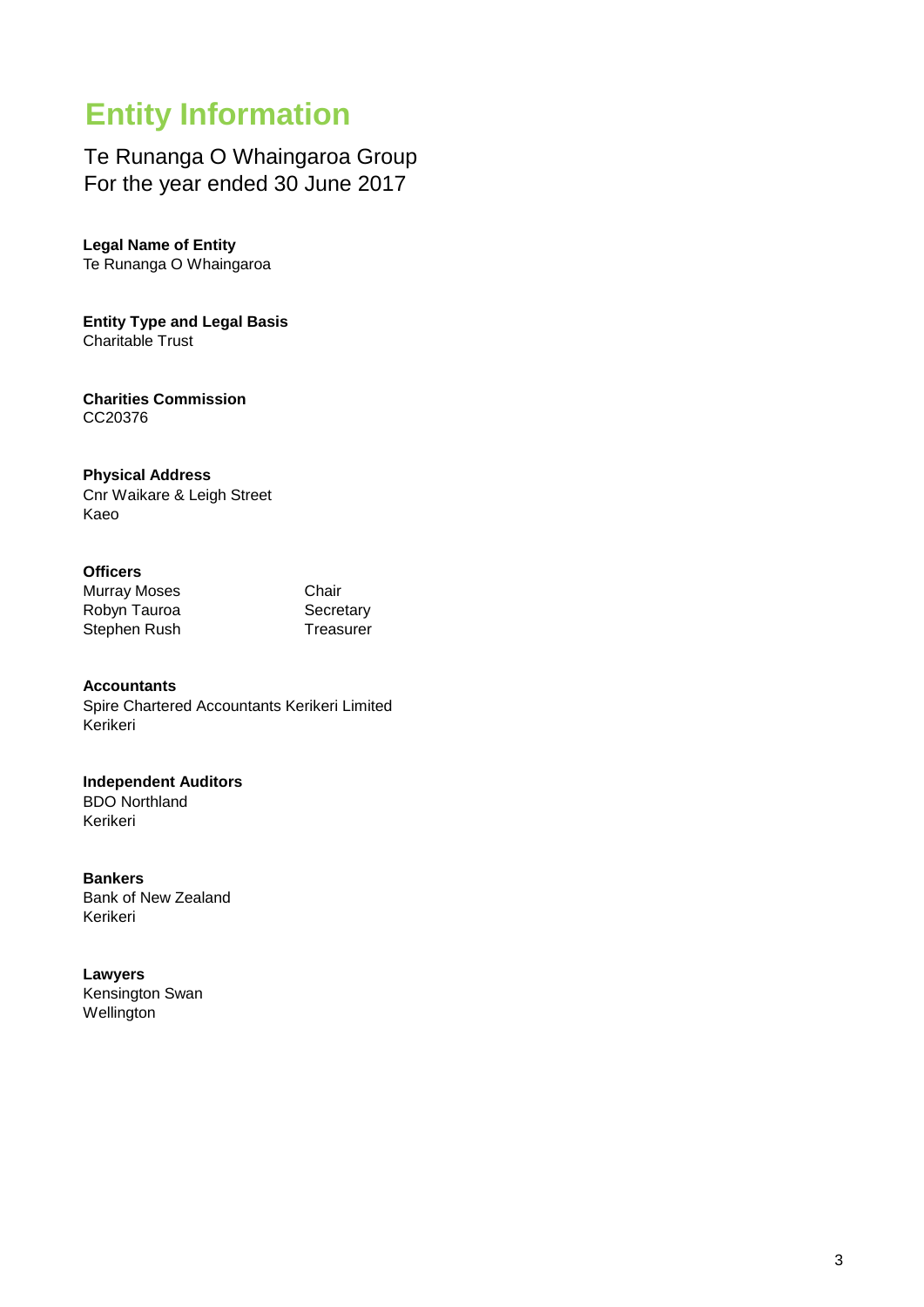# Entity Information

Te Runanga O Whaingaroa Group
For the year ended 30 June 2017

**Legal Name of Entity**
Te Runanga O Whaingaroa

**Entity Type and Legal Basis**
Charitable Trust

**Charities Commission**
CC20376

**Physical Address**
Cnr Waikare & Leigh Street
Kaeo

**Officers**

| | |
|---|---|
| Murray Moses | Chair |
| Robyn Tauroa | Secretary |
| Stephen Rush | Treasurer |

**Accountants**
Spire Chartered Accountants Kerikeri Limited
Kerikeri

**Independent Auditors**
BDO Northland
Kerikeri

**Bankers**
Bank of New Zealand
Kerikeri

**Lawyers**
Kensington Swan
Wellington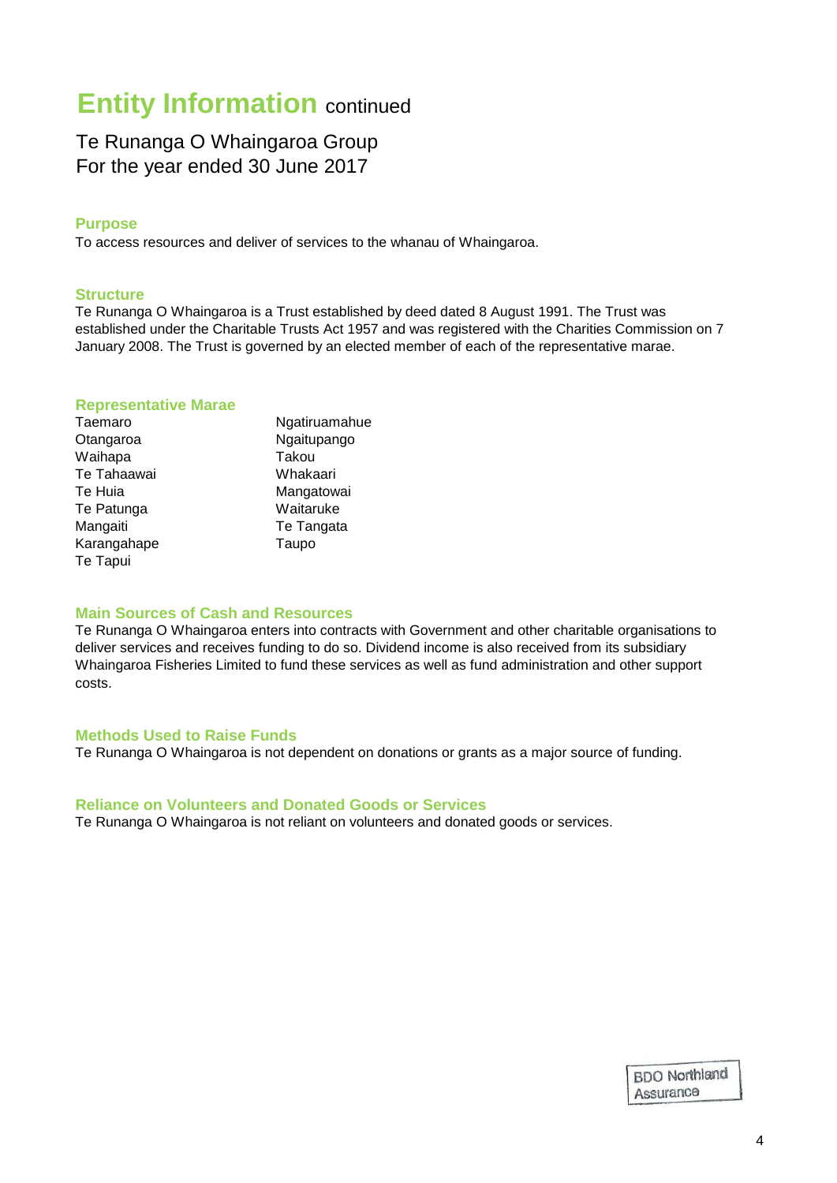# Entity Information continued

Te Runanga O Whaingaroa Group
For the year ended 30 June 2017

### Purpose

To access resources and deliver of services to the whanau of Whaingaroa.

### Structure

Te Runanga O Whaingaroa is a Trust established by deed dated 8 August 1991. The Trust was established under the Charitable Trusts Act 1957 and was registered with the Charities Commission on 7 January 2008. The Trust is governed by an elected member of each of the representative marae.

### Representative Marae

Taemaro
Otangaroa
Waihapa
Te Tahaawai
Te Huia
Te Patunga
Mangaiti
Karangahape
Te Tapui
Ngatiruamahue
Ngaitupango
Takou
Whakaari
Mangatowai
Waitaruke
Te Tangata
Taupo

### Main Sources of Cash and Resources

Te Runanga O Whaingaroa enters into contracts with Government and other charitable organisations to deliver services and receives funding to do so. Dividend income is also received from its subsidiary Whaingaroa Fisheries Limited to fund these services as well as fund administration and other support costs.

### Methods Used to Raise Funds

Te Runanga O Whaingaroa is not dependent on donations or grants as a major source of funding.

### Reliance on Volunteers and Donated Goods or Services

Te Runanga O Whaingaroa is not reliant on volunteers and donated goods or services.

BDO Northland
Assurance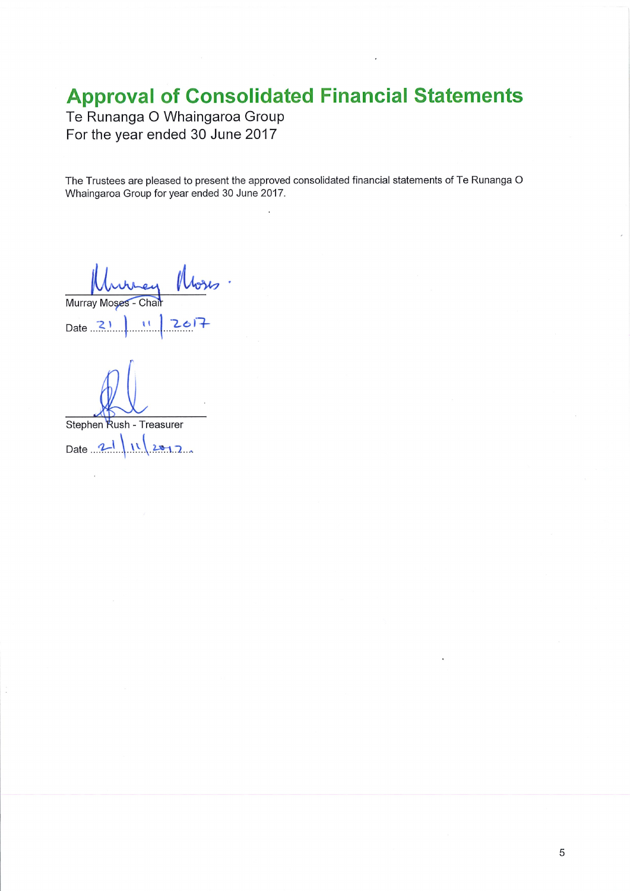# Approval of Consolidated Financial Statements

Te Runanga O Whaingaroa Group
For the year ended 30 June 2017

The Trustees are pleased to present the approved consolidated financial statements of Te Runanga O Whaingaroa Group for year ended 30 June 2017.

Murray Moses - Chair

Date 21 | 11 | 2017

Stephen Rush - Treasurer

Date 21 | 11 | 2017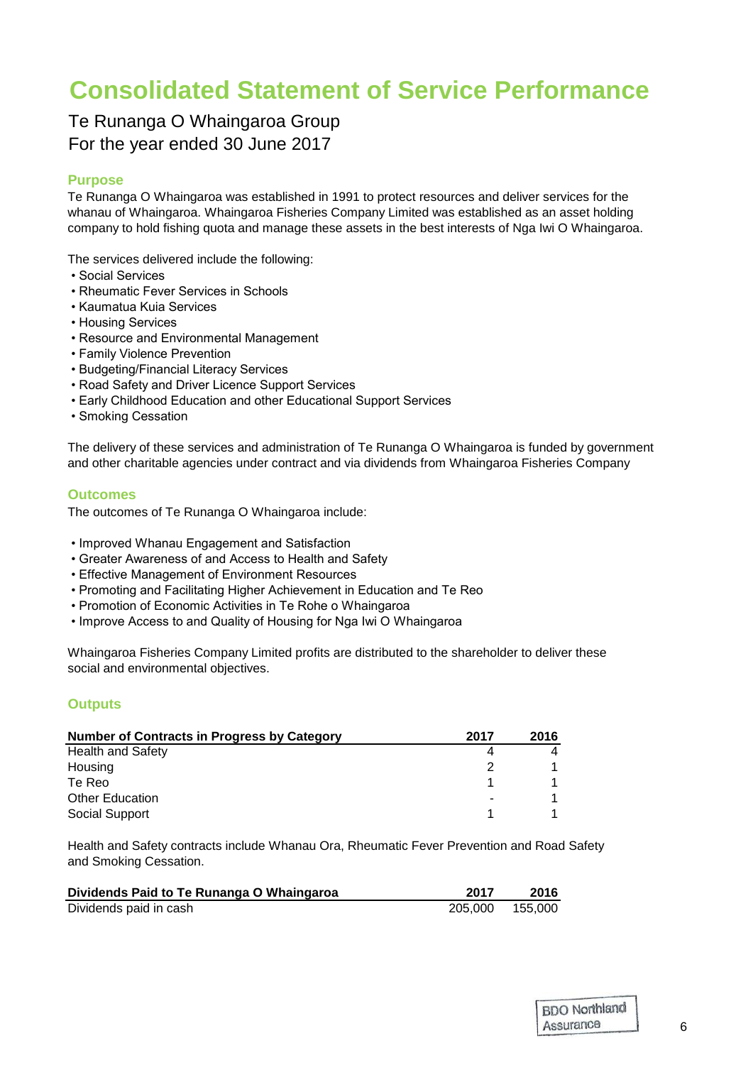# Consolidated Statement of Service Performance

Te Runanga O Whaingaroa Group
For the year ended 30 June 2017

## Purpose

Te Runanga O Whaingaroa was established in 1991 to protect resources and deliver services for the whanau of Whaingaroa. Whaingaroa Fisheries Company Limited was established as an asset holding company to hold fishing quota and manage these assets in the best interests of Nga Iwi O Whaingaroa.

The services delivered include the following:

- Social Services
- Rheumatic Fever Services in Schools
- Kaumatua Kuia Services
- Housing Services
- Resource and Environmental Management
- Family Violence Prevention
- Budgeting/Financial Literacy Services
- Road Safety and Driver Licence Support Services
- Early Childhood Education and other Educational Support Services
- Smoking Cessation

The delivery of these services and administration of Te Runanga O Whaingaroa is funded by government and other charitable agencies under contract and via dividends from Whaingaroa Fisheries Company

## Outcomes

The outcomes of Te Runanga O Whaingaroa include:

- Improved Whanau Engagement and Satisfaction
- Greater Awareness of and Access to Health and Safety
- Effective Management of Environment Resources
- Promoting and Facilitating Higher Achievement in Education and Te Reo
- Promotion of Economic Activities in Te Rohe o Whaingaroa
- Improve Access to and Quality of Housing for Nga Iwi O Whaingaroa

Whaingaroa Fisheries Company Limited profits are distributed to the shareholder to deliver these social and environmental objectives.

## Outputs

| Number of Contracts in Progress by Category | 2017 | 2016 |
|---|---|---|
| Health and Safety | 4 | 4 |
| Housing | 2 | 1 |
| Te Reo | 1 | 1 |
| Other Education | - | 1 |
| Social Support | 1 | 1 |

Health and Safety contracts include Whanau Ora, Rheumatic Fever Prevention and Road Safety and Smoking Cessation.

| Dividends Paid to Te Runanga O Whaingaroa | 2017 | 2016 |
|---|---|---|
| Dividends paid in cash | 205,000 | 155,000 |

BDO Northland Assurance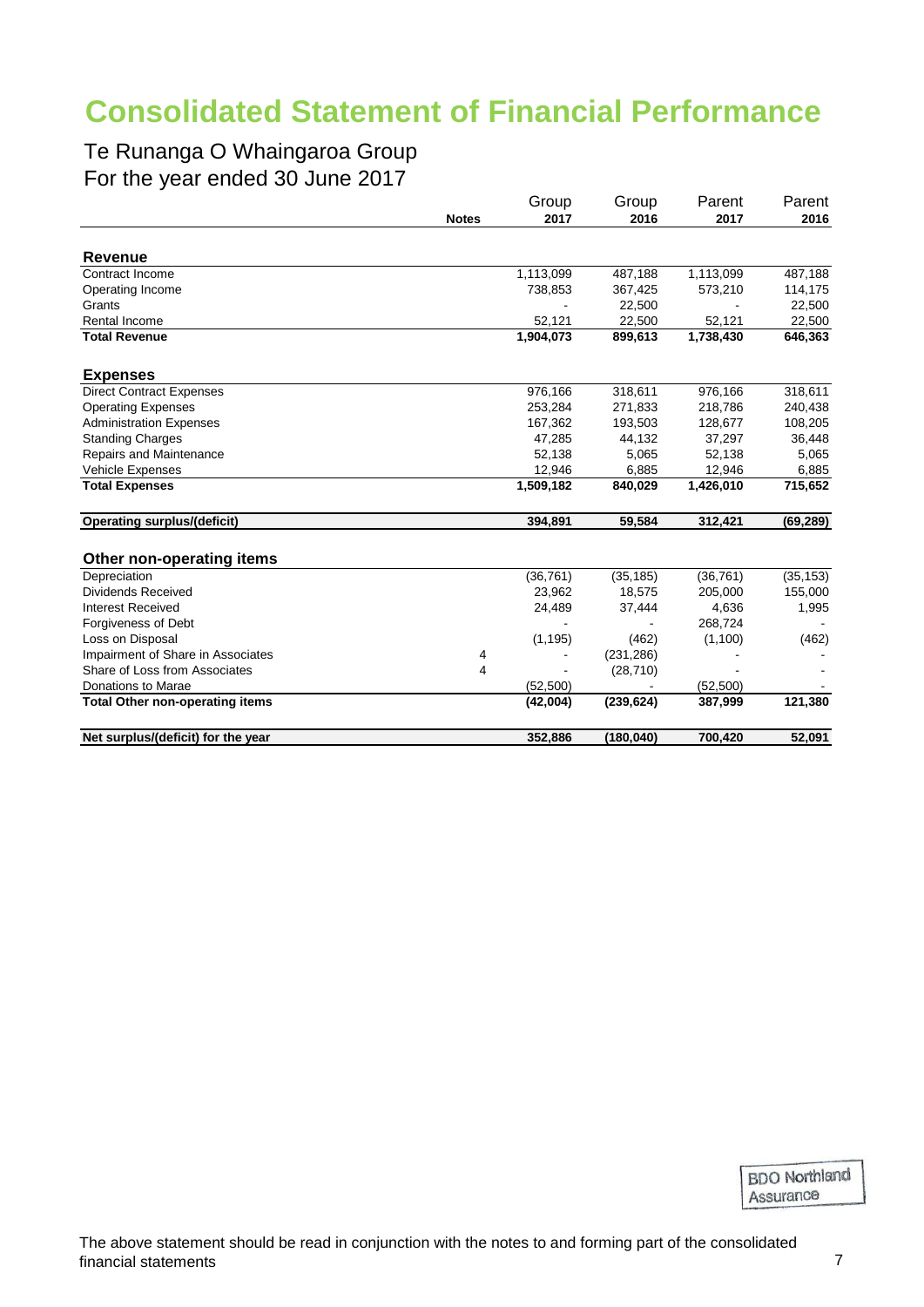# Consolidated Statement of Financial Performance

## Te Runanga O Whaingaroa Group
For the year ended 30 June 2017

| | Notes | Group 2017 | Group 2016 | Parent 2017 | Parent 2016 |
|---|---|---|---|---|---|
| **Revenue** | | | | | |
| Contract Income | | 1,113,099 | 487,188 | 1,113,099 | 487,188 |
| Operating Income | | 738,853 | 367,425 | 573,210 | 114,175 |
| Grants | | - | 22,500 | - | 22,500 |
| Rental Income | | 52,121 | 22,500 | 52,121 | 22,500 |
| **Total Revenue** | | **1,904,073** | **899,613** | **1,738,430** | **646,363** |
| **Expenses** | | | | | |
| Direct Contract Expenses | | 976,166 | 318,611 | 976,166 | 318,611 |
| Operating Expenses | | 253,284 | 271,833 | 218,786 | 240,438 |
| Administration Expenses | | 167,362 | 193,503 | 128,677 | 108,205 |
| Standing Charges | | 47,285 | 44,132 | 37,297 | 36,448 |
| Repairs and Maintenance | | 52,138 | 5,065 | 52,138 | 5,065 |
| Vehicle Expenses | | 12,946 | 6,885 | 12,946 | 6,885 |
| **Total Expenses** | | **1,509,182** | **840,029** | **1,426,010** | **715,652** |
| **Operating surplus/(deficit)** | | **394,891** | **59,584** | **312,421** | **(69,289)** |
| **Other non-operating items** | | | | | |
| Depreciation | | (36,761) | (35,185) | (36,761) | (35,153) |
| Dividends Received | | 23,962 | 18,575 | 205,000 | 155,000 |
| Interest Received | | 24,489 | 37,444 | 4,636 | 1,995 |
| Forgiveness of Debt | | - | - | 268,724 | - |
| Loss on Disposal | | (1,195) | (462) | (1,100) | (462) |
| Impairment of Share in Associates | 4 | - | (231,286) | - | - |
| Share of Loss from Associates | 4 | - | (28,710) | - | - |
| Donations to Marae | | (52,500) | - | (52,500) | - |
| **Total Other non-operating items** | | **(42,004)** | **(239,624)** | **387,999** | **121,380** |
| **Net surplus/(deficit) for the year** | | **352,886** | **(180,040)** | **700,420** | **52,091** |

BDO Northland Assurance

The above statement should be read in conjunction with the notes to and forming part of the consolidated financial statements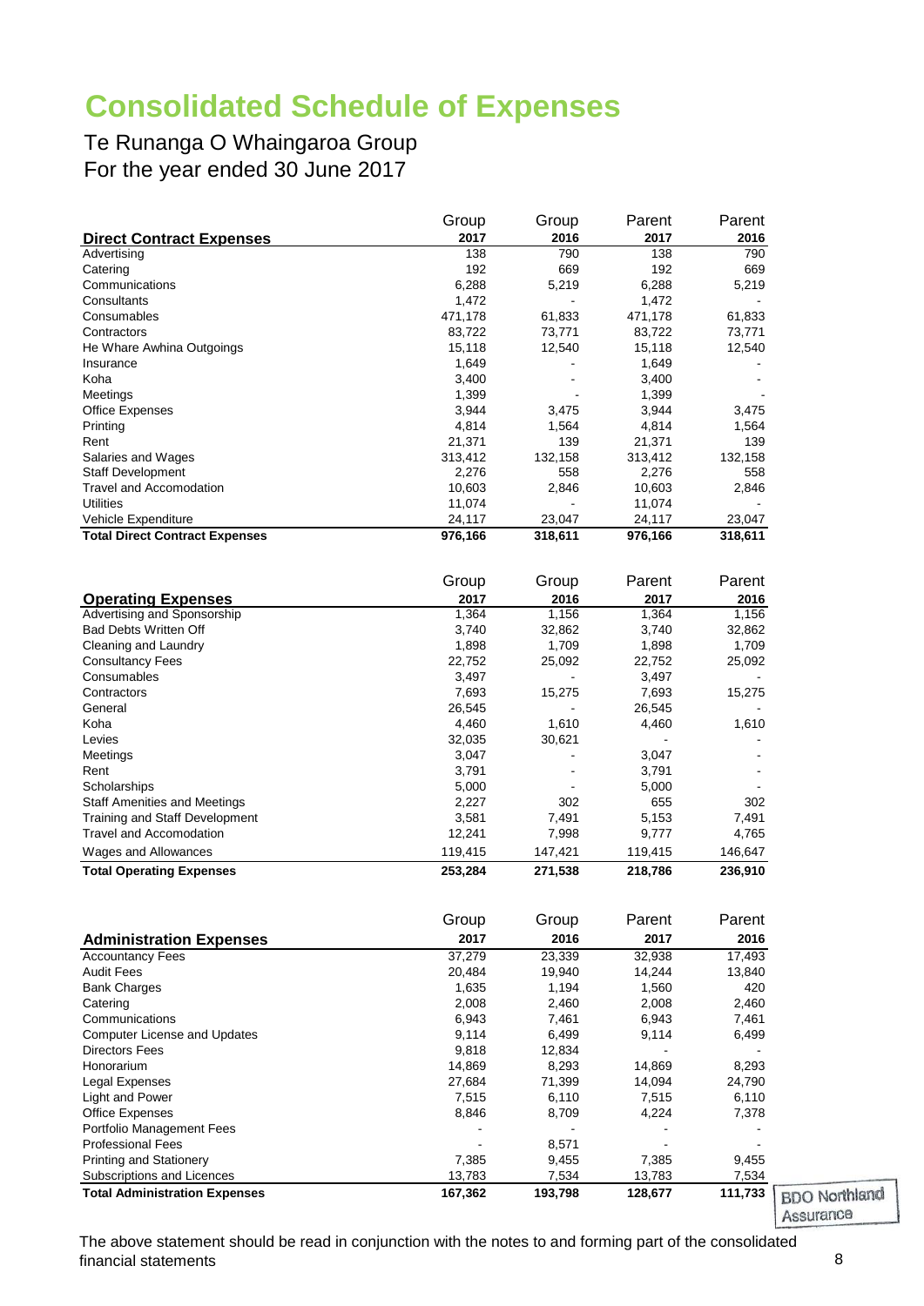# Consolidated Schedule of Expenses

Te Runanga O Whaingaroa Group
For the year ended 30 June 2017

| Direct Contract Expenses | Group 2017 | Group 2016 | Parent 2017 | Parent 2016 |
|---|---|---|---|---|
| Advertising | 138 | 790 | 138 | 790 |
| Catering | 192 | 669 | 192 | 669 |
| Communications | 6,288 | 5,219 | 6,288 | 5,219 |
| Consultants | 1,472 | - | 1,472 | - |
| Consumables | 471,178 | 61,833 | 471,178 | 61,833 |
| Contractors | 83,722 | 73,771 | 83,722 | 73,771 |
| He Whare Awhina Outgoings | 15,118 | 12,540 | 15,118 | 12,540 |
| Insurance | 1,649 | - | 1,649 | - |
| Koha | 3,400 | - | 3,400 | - |
| Meetings | 1,399 | - | 1,399 | - |
| Office Expenses | 3,944 | 3,475 | 3,944 | 3,475 |
| Printing | 4,814 | 1,564 | 4,814 | 1,564 |
| Rent | 21,371 | 139 | 21,371 | 139 |
| Salaries and Wages | 313,412 | 132,158 | 313,412 | 132,158 |
| Staff Development | 2,276 | 558 | 2,276 | 558 |
| Travel and Accomodation | 10,603 | 2,846 | 10,603 | 2,846 |
| Utilities | 11,074 | - | 11,074 | - |
| Vehicle Expenditure | 24,117 | 23,047 | 24,117 | 23,047 |
| **Total Direct Contract Expenses** | **976,166** | **318,611** | **976,166** | **318,611** |

| Operating Expenses | Group 2017 | Group 2016 | Parent 2017 | Parent 2016 |
|---|---|---|---|---|
| Advertising and Sponsorship | 1,364 | 1,156 | 1,364 | 1,156 |
| Bad Debts Written Off | 3,740 | 32,862 | 3,740 | 32,862 |
| Cleaning and Laundry | 1,898 | 1,709 | 1,898 | 1,709 |
| Consultancy Fees | 22,752 | 25,092 | 22,752 | 25,092 |
| Consumables | 3,497 | - | 3,497 | - |
| Contractors | 7,693 | 15,275 | 7,693 | 15,275 |
| General | 26,545 | - | 26,545 | - |
| Koha | 4,460 | 1,610 | 4,460 | 1,610 |
| Levies | 32,035 | 30,621 | - | - |
| Meetings | 3,047 | - | 3,047 | - |
| Rent | 3,791 | - | 3,791 | - |
| Scholarships | 5,000 | - | 5,000 | - |
| Staff Amenities and Meetings | 2,227 | 302 | 655 | 302 |
| Training and Staff Development | 3,581 | 7,491 | 5,153 | 7,491 |
| Travel and Accomodation | 12,241 | 7,998 | 9,777 | 4,765 |
| Wages and Allowances | 119,415 | 147,421 | 119,415 | 146,647 |
| **Total Operating Expenses** | **253,284** | **271,538** | **218,786** | **236,910** |

| Administration Expenses | Group 2017 | Group 2016 | Parent 2017 | Parent 2016 |
|---|---|---|---|---|
| Accountancy Fees | 37,279 | 23,339 | 32,938 | 17,493 |
| Audit Fees | 20,484 | 19,940 | 14,244 | 13,840 |
| Bank Charges | 1,635 | 1,194 | 1,560 | 420 |
| Catering | 2,008 | 2,460 | 2,008 | 2,460 |
| Communications | 6,943 | 7,461 | 6,943 | 7,461 |
| Computer License and Updates | 9,114 | 6,499 | 9,114 | 6,499 |
| Directors Fees | 9,818 | 12,834 | - | - |
| Honorarium | 14,869 | 8,293 | 14,869 | 8,293 |
| Legal Expenses | 27,684 | 71,399 | 14,094 | 24,790 |
| Light and Power | 7,515 | 6,110 | 7,515 | 6,110 |
| Office Expenses | 8,846 | 8,709 | 4,224 | 7,378 |
| Portfolio Management Fees | - | - | - | - |
| Professional Fees | - | 8,571 | - | - |
| Printing and Stationery | 7,385 | 9,455 | 7,385 | 9,455 |
| Subscriptions and Licences | 13,783 | 7,534 | 13,783 | 7,534 |
| **Total Administration Expenses** | **167,362** | **193,798** | **128,677** | **111,733** |

BDO Northland Assurance

The above statement should be read in conjunction with the notes to and forming part of the consolidated financial statements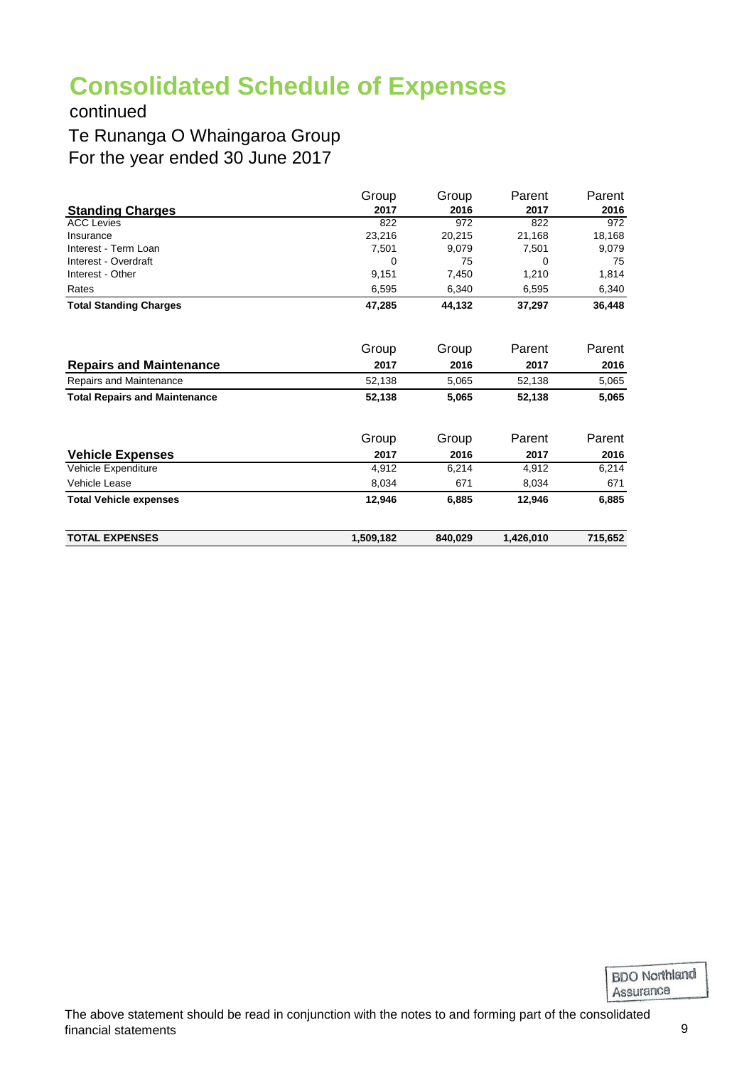# Consolidated Schedule of Expenses

continued

Te Runanga O Whaingaroa Group

For the year ended 30 June 2017

| Standing Charges | Group 2017 | Group 2016 | Parent 2017 | Parent 2016 |
|---|---|---|---|---|
| ACC Levies | 822 | 972 | 822 | 972 |
| Insurance | 23,216 | 20,215 | 21,168 | 18,168 |
| Interest - Term Loan | 7,501 | 9,079 | 7,501 | 9,079 |
| Interest - Overdraft | 0 | 75 | 0 | 75 |
| Interest - Other | 9,151 | 7,450 | 1,210 | 1,814 |
| Rates | 6,595 | 6,340 | 6,595 | 6,340 |
| **Total Standing Charges** | **47,285** | **44,132** | **37,297** | **36,448** |

| Repairs and Maintenance | Group 2017 | Group 2016 | Parent 2017 | Parent 2016 |
|---|---|---|---|---|
| Repairs and Maintenance | 52,138 | 5,065 | 52,138 | 5,065 |
| **Total Repairs and Maintenance** | **52,138** | **5,065** | **52,138** | **5,065** |

| Vehicle Expenses | Group 2017 | Group 2016 | Parent 2017 | Parent 2016 |
|---|---|---|---|---|
| Vehicle Expenditure | 4,912 | 6,214 | 4,912 | 6,214 |
| Vehicle Lease | 8,034 | 671 | 8,034 | 671 |
| **Total Vehicle expenses** | **12,946** | **6,885** | **12,946** | **6,885** |

| | Group 2017 | Group 2016 | Parent 2017 | Parent 2016 |
|---|---|---|---|---|
| **TOTAL EXPENSES** | **1,509,182** | **840,029** | **1,426,010** | **715,652** |

BDO Northland Assurance

The above statement should be read in conjunction with the notes to and forming part of the consolidated financial statements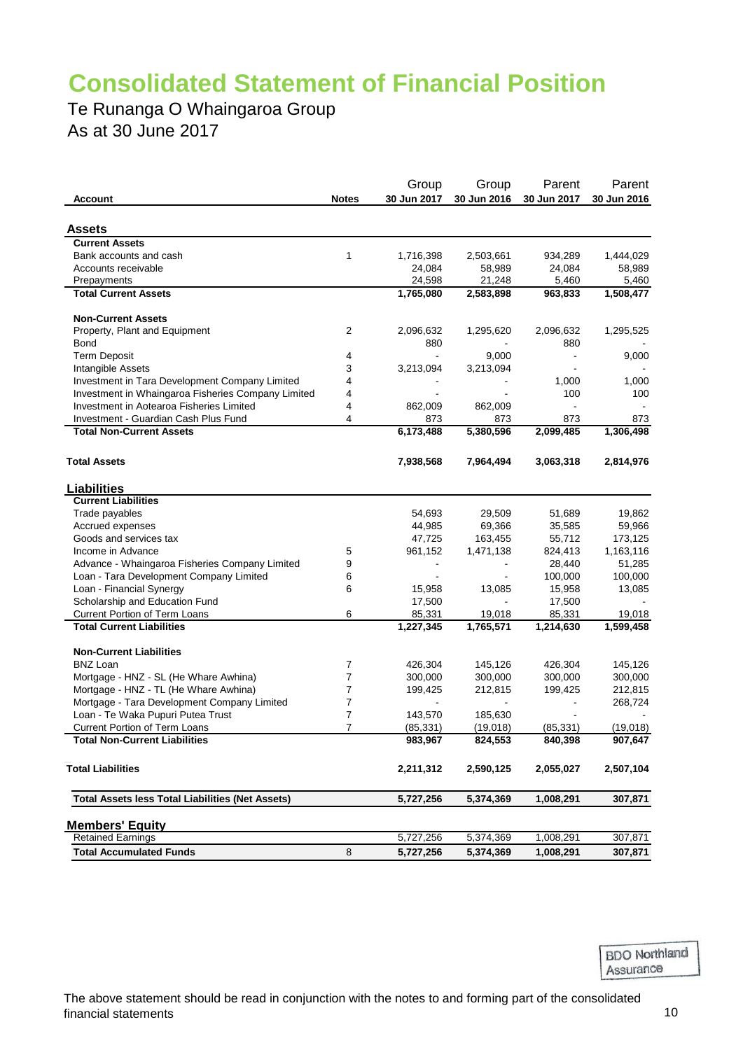# Consolidated Statement of Financial Position

Te Runanga O Whaingaroa Group

As at 30 June 2017

| Account | Notes | Group 30 Jun 2017 | Group 30 Jun 2016 | Parent 30 Jun 2017 | Parent 30 Jun 2016 |
|---|---|---|---|---|---|
| **Assets** | | | | | |
| **Current Assets** | | | | | |
| Bank accounts and cash | 1 | 1,716,398 | 2,503,661 | 934,289 | 1,444,029 |
| Accounts receivable | | 24,084 | 58,989 | 24,084 | 58,989 |
| Prepayments | | 24,598 | 21,248 | 5,460 | 5,460 |
| **Total Current Assets** | | **1,765,080** | **2,583,898** | **963,833** | **1,508,477** |
| **Non-Current Assets** | | | | | |
| Property, Plant and Equipment | 2 | 2,096,632 | 1,295,620 | 2,096,632 | 1,295,525 |
| Bond | | 880 | - | 880 | - |
| Term Deposit | 4 | - | 9,000 | - | 9,000 |
| Intangible Assets | 3 | 3,213,094 | 3,213,094 | - | - |
| Investment in Tara Development Company Limited | 4 | - | - | 1,000 | 1,000 |
| Investment in Whaingaroa Fisheries Company Limited | 4 | - | - | 100 | 100 |
| Investment in Aotearoa Fisheries Limited | 4 | 862,009 | 862,009 | - | - |
| Investment - Guardian Cash Plus Fund | 4 | 873 | 873 | 873 | 873 |
| **Total Non-Current Assets** | | **6,173,488** | **5,380,596** | **2,099,485** | **1,306,498** |
| **Total Assets** | | **7,938,568** | **7,964,494** | **3,063,318** | **2,814,976** |
| **Liabilities** | | | | | |
| **Current Liabilities** | | | | | |
| Trade payables | | 54,693 | 29,509 | 51,689 | 19,862 |
| Accrued expenses | | 44,985 | 69,366 | 35,585 | 59,966 |
| Goods and services tax | | 47,725 | 163,455 | 55,712 | 173,125 |
| Income in Advance | 5 | 961,152 | 1,471,138 | 824,413 | 1,163,116 |
| Advance - Whaingaroa Fisheries Company Limited | 9 | - | - | 28,440 | 51,285 |
| Loan - Tara Development Company Limited | 6 | - | - | 100,000 | 100,000 |
| Loan - Financial Synergy | 6 | 15,958 | 13,085 | 15,958 | 13,085 |
| Scholarship and Education Fund | | 17,500 | - | 17,500 | - |
| Current Portion of Term Loans | 6 | 85,331 | 19,018 | 85,331 | 19,018 |
| **Total Current Liabilities** | | **1,227,345** | **1,765,571** | **1,214,630** | **1,599,458** |
| **Non-Current Liabilities** | | | | | |
| BNZ Loan | 7 | 426,304 | 145,126 | 426,304 | 145,126 |
| Mortgage - HNZ - SL (He Whare Awhina) | 7 | 300,000 | 300,000 | 300,000 | 300,000 |
| Mortgage - HNZ - TL (He Whare Awhina) | 7 | 199,425 | 212,815 | 199,425 | 212,815 |
| Mortgage - Tara Development Company Limited | 7 | - | - | - | 268,724 |
| Loan - Te Waka Pupuri Putea Trust | 7 | 143,570 | 185,630 | - | - |
| Current Portion of Term Loans | 7 | (85,331) | (19,018) | (85,331) | (19,018) |
| **Total Non-Current Liabilities** | | **983,967** | **824,553** | **840,398** | **907,647** |
| **Total Liabilities** | | **2,211,312** | **2,590,125** | **2,055,027** | **2,507,104** |
| **Total Assets less Total Liabilities (Net Assets)** | | **5,727,256** | **5,374,369** | **1,008,291** | **307,871** |
| **Members' Equity** | | | | | |
| Retained Earnings | | 5,727,256 | 5,374,369 | 1,008,291 | 307,871 |
| **Total Accumulated Funds** | 8 | **5,727,256** | **5,374,369** | **1,008,291** | **307,871** |

BDO Northland Assurance

The above statement should be read in conjunction with the notes to and forming part of the consolidated financial statements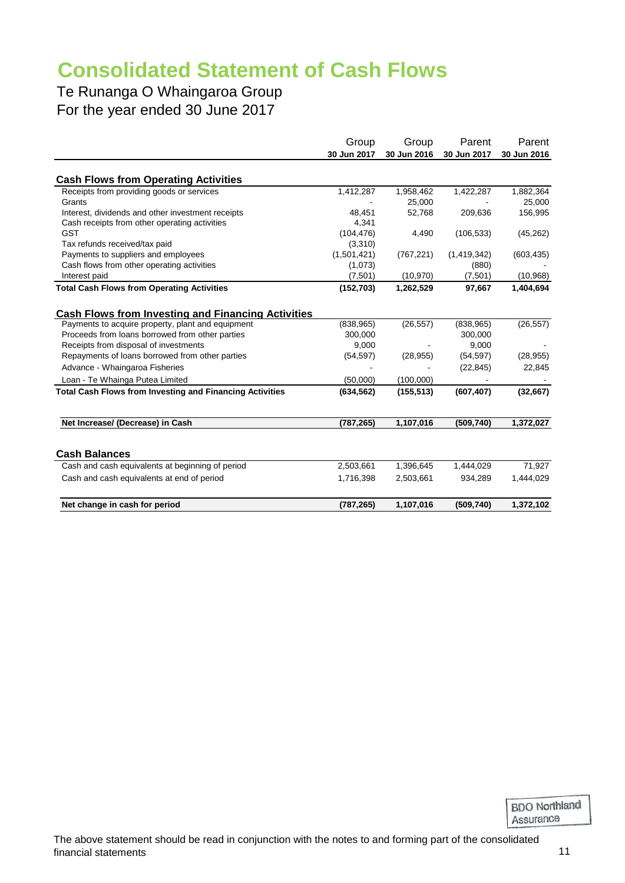# Consolidated Statement of Cash Flows

Te Runanga O Whaingaroa Group
For the year ended 30 June 2017

| | Group 30 Jun 2017 | Group 30 Jun 2016 | Parent 30 Jun 2017 | Parent 30 Jun 2016 |
|---|---|---|---|---|
| **Cash Flows from Operating Activities** | | | | |
| Receipts from providing goods or services | 1,412,287 | 1,958,462 | 1,422,287 | 1,882,364 |
| Grants | - | 25,000 | - | 25,000 |
| Interest, dividends and other investment receipts | 48,451 | 52,768 | 209,636 | 156,995 |
| Cash receipts from other operating activities | 4,341 | | | |
| GST | (104,476) | 4,490 | (106,533) | (45,262) |
| Tax refunds received/tax paid | (3,310) | | | |
| Payments to suppliers and employees | (1,501,421) | (767,221) | (1,419,342) | (603,435) |
| Cash flows from other operating activities | (1,073) | | (880) | - |
| Interest paid | (7,501) | (10,970) | (7,501) | (10,968) |
| **Total Cash Flows from Operating Activities** | **(152,703)** | **1,262,529** | **97,667** | **1,404,694** |
| **Cash Flows from Investing and Financing Activities** | | | | |
| Payments to acquire property, plant and equipment | (838,965) | (26,557) | (838,965) | (26,557) |
| Proceeds from loans borrowed from other parties | 300,000 | | 300,000 | |
| Receipts from disposal of investments | 9,000 | - | 9,000 | - |
| Repayments of loans borrowed from other parties | (54,597) | (28,955) | (54,597) | (28,955) |
| Advance - Whaingaroa Fisheries | - | - | (22,845) | 22,845 |
| Loan - Te Whainga Putea Limited | (50,000) | (100,000) | - | - |
| **Total Cash Flows from Investing and Financing Activities** | **(634,562)** | **(155,513)** | **(607,407)** | **(32,667)** |
| **Net Increase/ (Decrease) in Cash** | **(787,265)** | **1,107,016** | **(509,740)** | **1,372,027** |
| **Cash Balances** | | | | |
| Cash and cash equivalents at beginning of period | 2,503,661 | 1,396,645 | 1,444,029 | 71,927 |
| Cash and cash equivalents at end of period | 1,716,398 | 2,503,661 | 934,289 | 1,444,029 |
| **Net change in cash for period** | **(787,265)** | **1,107,016** | **(509,740)** | **1,372,102** |

BDO Northland Assurance

The above statement should be read in conjunction with the notes to and forming part of the consolidated financial statements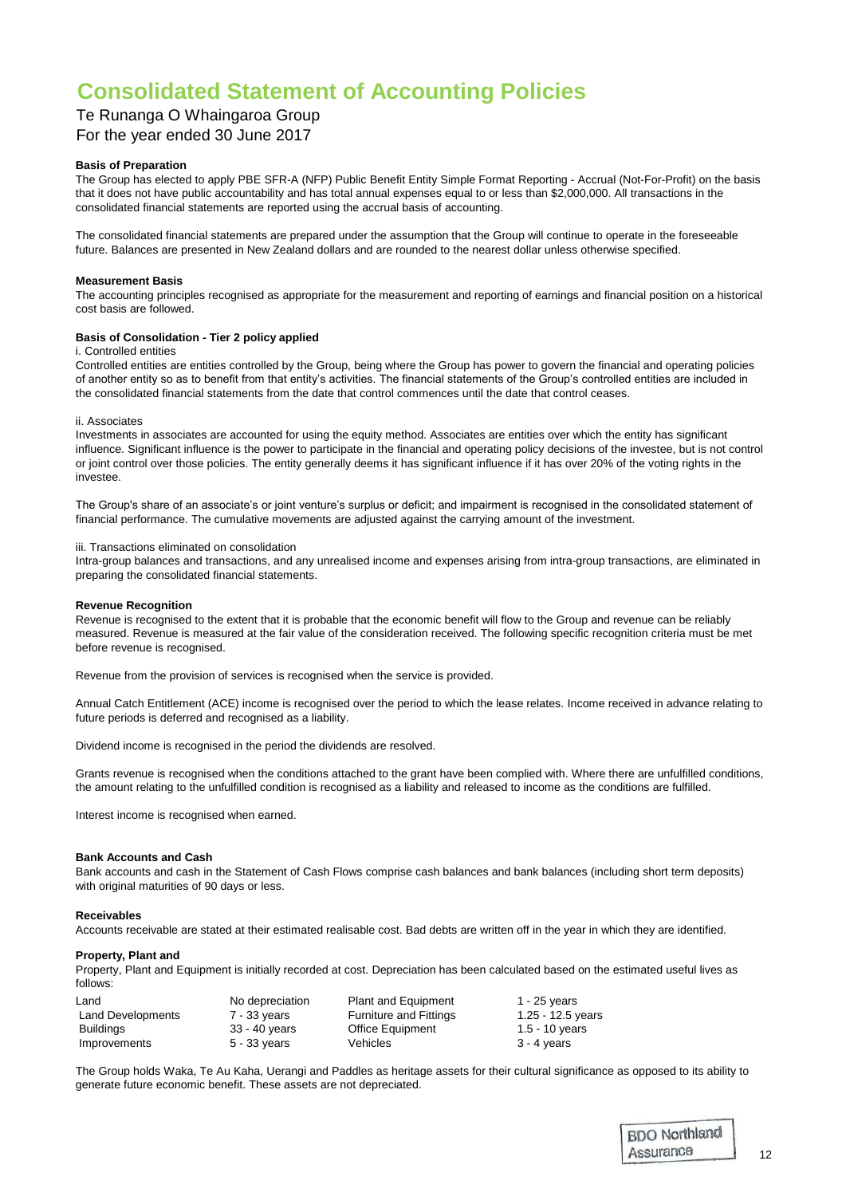# Consolidated Statement of Accounting Policies

Te Runanga O Whaingaroa Group
For the year ended 30 June 2017

**Basis of Preparation**
The Group has elected to apply PBE SFR-A (NFP) Public Benefit Entity Simple Format Reporting - Accrual (Not-For-Profit) on the basis that it does not have public accountability and has total annual expenses equal to or less than $2,000,000. All transactions in the consolidated financial statements are reported using the accrual basis of accounting.

The consolidated financial statements are prepared under the assumption that the Group will continue to operate in the foreseeable future. Balances are presented in New Zealand dollars and are rounded to the nearest dollar unless otherwise specified.

**Measurement Basis**
The accounting principles recognised as appropriate for the measurement and reporting of earnings and financial position on a historical cost basis are followed.

**Basis of Consolidation - Tier 2 policy applied**
i. Controlled entities
Controlled entities are entities controlled by the Group, being where the Group has power to govern the financial and operating policies of another entity so as to benefit from that entity's activities. The financial statements of the Group's controlled entities are included in the consolidated financial statements from the date that control commences until the date that control ceases.

ii. Associates
Investments in associates are accounted for using the equity method. Associates are entities over which the entity has significant influence. Significant influence is the power to participate in the financial and operating policy decisions of the investee, but is not control or joint control over those policies. The entity generally deems it has significant influence if it has over 20% of the voting rights in the investee.

The Group's share of an associate's or joint venture's surplus or deficit; and impairment is recognised in the consolidated statement of financial performance. The cumulative movements are adjusted against the carrying amount of the investment.

iii. Transactions eliminated on consolidation
Intra-group balances and transactions, and any unrealised income and expenses arising from intra-group transactions, are eliminated in preparing the consolidated financial statements.

**Revenue Recognition**
Revenue is recognised to the extent that it is probable that the economic benefit will flow to the Group and revenue can be reliably measured. Revenue is measured at the fair value of the consideration received. The following specific recognition criteria must be met before revenue is recognised.

Revenue from the provision of services is recognised when the service is provided.

Annual Catch Entitlement (ACE) income is recognised over the period to which the lease relates. Income received in advance relating to future periods is deferred and recognised as a liability.

Dividend income is recognised in the period the dividends are resolved.

Grants revenue is recognised when the conditions attached to the grant have been complied with. Where there are unfulfilled conditions, the amount relating to the unfulfilled condition is recognised as a liability and released to income as the conditions are fulfilled.

Interest income is recognised when earned.

**Bank Accounts and Cash**
Bank accounts and cash in the Statement of Cash Flows comprise cash balances and bank balances (including short term deposits) with original maturities of 90 days or less.

**Receivables**
Accounts receivable are stated at their estimated realisable cost. Bad debts are written off in the year in which they are identified.

**Property, Plant and**
Property, Plant and Equipment is initially recorded at cost. Depreciation has been calculated based on the estimated useful lives as follows:

| | | | |
|---|---|---|---|
| Land | No depreciation | Plant and Equipment | 1 - 25 years |
| Land Developments | 7 - 33 years | Furniture and Fittings | 1.25 - 12.5 years |
| Buildings | 33 - 40 years | Office Equipment | 1.5 - 10 years |
| Improvements | 5 - 33 years | Vehicles | 3 - 4 years |

The Group holds Waka, Te Au Kaha, Uerangi and Paddles as heritage assets for their cultural significance as opposed to its ability to generate future economic benefit. These assets are not depreciated.

BDO Northland Assurance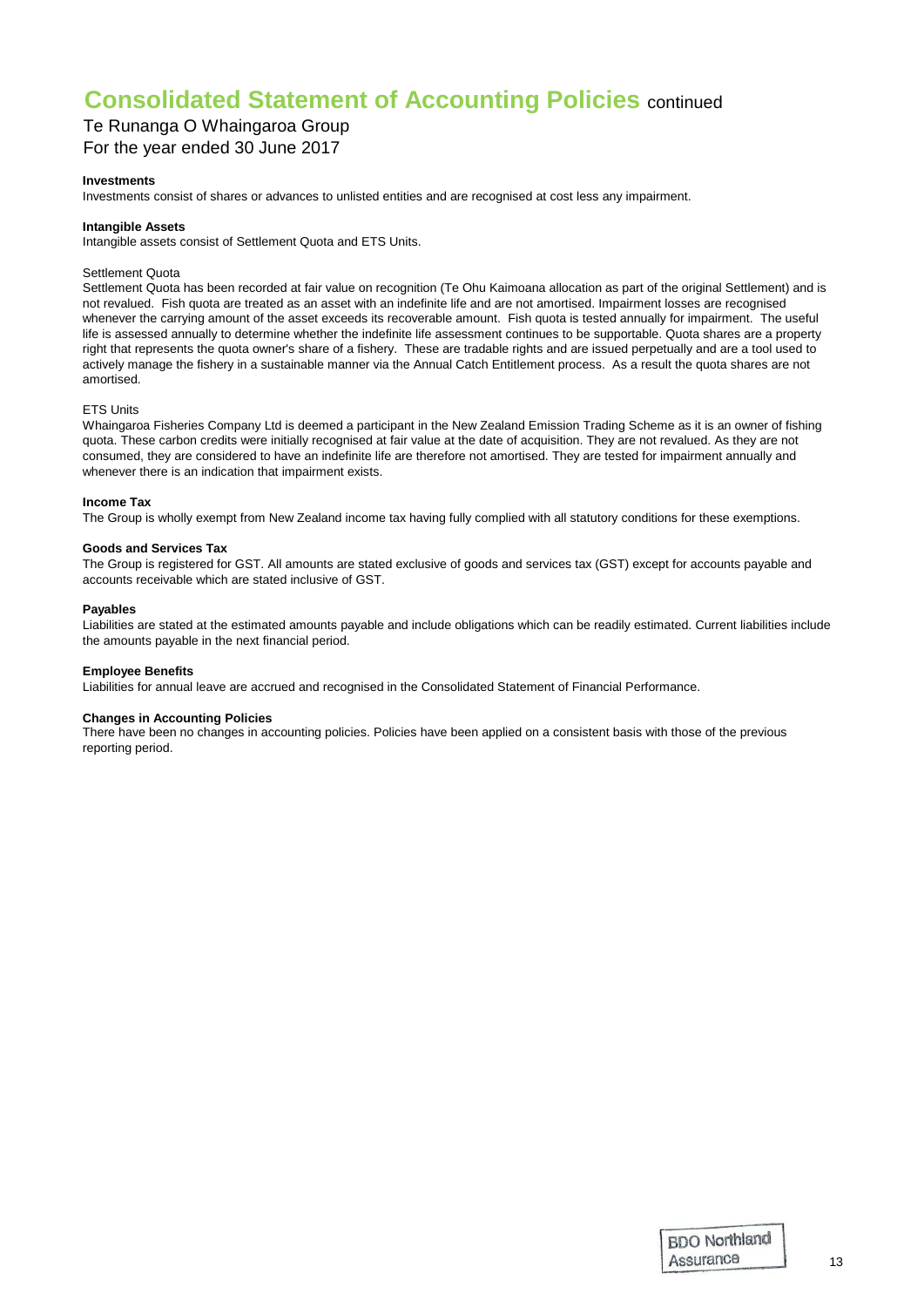# Consolidated Statement of Accounting Policies continued

Te Runanga O Whaingaroa Group
For the year ended 30 June 2017

**Investments**
Investments consist of shares or advances to unlisted entities and are recognised at cost less any impairment.

**Intangible Assets**
Intangible assets consist of Settlement Quota and ETS Units.

Settlement Quota
Settlement Quota has been recorded at fair value on recognition (Te Ohu Kaimoana allocation as part of the original Settlement) and is not revalued. Fish quota are treated as an asset with an indefinite life and are not amortised. Impairment losses are recognised whenever the carrying amount of the asset exceeds its recoverable amount. Fish quota is tested annually for impairment. The useful life is assessed annually to determine whether the indefinite life assessment continues to be supportable. Quota shares are a property right that represents the quota owner's share of a fishery. These are tradable rights and are issued perpetually and are a tool used to actively manage the fishery in a sustainable manner via the Annual Catch Entitlement process. As a result the quota shares are not amortised.

ETS Units
Whaingaroa Fisheries Company Ltd is deemed a participant in the New Zealand Emission Trading Scheme as it is an owner of fishing quota. These carbon credits were initially recognised at fair value at the date of acquisition. They are not revalued. As they are not consumed, they are considered to have an indefinite life are therefore not amortised. They are tested for impairment annually and whenever there is an indication that impairment exists.

**Income Tax**
The Group is wholly exempt from New Zealand income tax having fully complied with all statutory conditions for these exemptions.

**Goods and Services Tax**
The Group is registered for GST. All amounts are stated exclusive of goods and services tax (GST) except for accounts payable and accounts receivable which are stated inclusive of GST.

**Payables**
Liabilities are stated at the estimated amounts payable and include obligations which can be readily estimated. Current liabilities include the amounts payable in the next financial period.

**Employee Benefits**
Liabilities for annual leave are accrued and recognised in the Consolidated Statement of Financial Performance.

**Changes in Accounting Policies**
There have been no changes in accounting policies. Policies have been applied on a consistent basis with those of the previous reporting period.

BDO Northland Assurance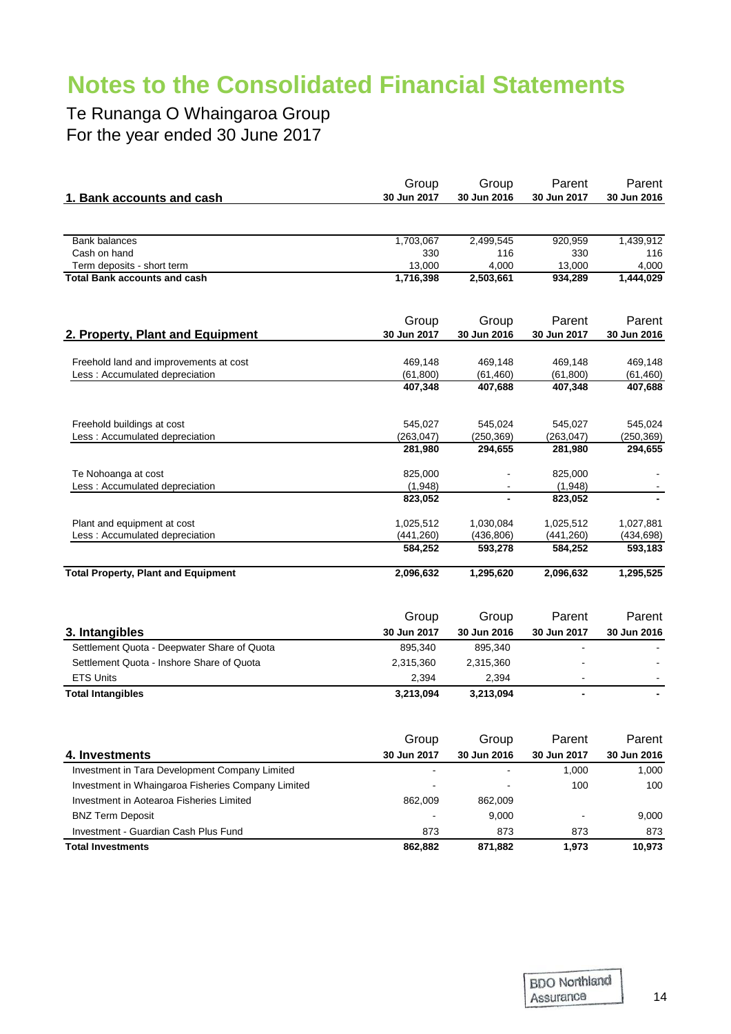# Notes to the Consolidated Financial Statements

Te Runanga O Whaingaroa Group
For the year ended 30 June 2017

## 1. Bank accounts and cash

| | Group 30 Jun 2017 | Group 30 Jun 2016 | Parent 30 Jun 2017 | Parent 30 Jun 2016 |
|---|---|---|---|---|
| Bank balances | 1,703,067 | 2,499,545 | 920,959 | 1,439,912 |
| Cash on hand | 330 | 116 | 330 | 116 |
| Term deposits - short term | 13,000 | 4,000 | 13,000 | 4,000 |
| **Total Bank accounts and cash** | **1,716,398** | **2,503,661** | **934,289** | **1,444,029** |

## 2. Property, Plant and Equipment

| | Group 30 Jun 2017 | Group 30 Jun 2016 | Parent 30 Jun 2017 | Parent 30 Jun 2016 |
|---|---|---|---|---|
| Freehold land and improvements at cost | 469,148 | 469,148 | 469,148 | 469,148 |
| Less : Accumulated depreciation | (61,800) | (61,460) | (61,800) | (61,460) |
| | **407,348** | **407,688** | **407,348** | **407,688** |
| Freehold buildings at cost | 545,027 | 545,024 | 545,027 | 545,024 |
| Less : Accumulated depreciation | (263,047) | (250,369) | (263,047) | (250,369) |
| | **281,980** | **294,655** | **281,980** | **294,655** |
| Te Nohoanga at cost | 825,000 | - | 825,000 | - |
| Less : Accumulated depreciation | (1,948) | - | (1,948) | - |
| | **823,052** | **-** | **823,052** | **-** |
| Plant and equipment at cost | 1,025,512 | 1,030,084 | 1,025,512 | 1,027,881 |
| Less : Accumulated depreciation | (441,260) | (436,806) | (441,260) | (434,698) |
| | **584,252** | **593,278** | **584,252** | **593,183** |
| **Total Property, Plant and Equipment** | **2,096,632** | **1,295,620** | **2,096,632** | **1,295,525** |

## 3. Intangibles

| | Group 30 Jun 2017 | Group 30 Jun 2016 | Parent 30 Jun 2017 | Parent 30 Jun 2016 |
|---|---|---|---|---|
| Settlement Quota - Deepwater Share of Quota | 895,340 | 895,340 | - | - |
| Settlement Quota - Inshore Share of Quota | 2,315,360 | 2,315,360 | - | - |
| ETS Units | 2,394 | 2,394 | - | - |
| **Total Intangibles** | **3,213,094** | **3,213,094** | **-** | **-** |

## 4. Investments

| | Group 30 Jun 2017 | Group 30 Jun 2016 | Parent 30 Jun 2017 | Parent 30 Jun 2016 |
|---|---|---|---|---|
| Investment in Tara Development Company Limited | - | - | 1,000 | 1,000 |
| Investment in Whaingaroa Fisheries Company Limited | - | - | 100 | 100 |
| Investment in Aotearoa Fisheries Limited | 862,009 | 862,009 | | |
| BNZ Term Deposit | - | 9,000 | - | 9,000 |
| Investment - Guardian Cash Plus Fund | 873 | 873 | 873 | 873 |
| **Total Investments** | **862,882** | **871,882** | **1,973** | **10,973** |

BDO Northland Assurance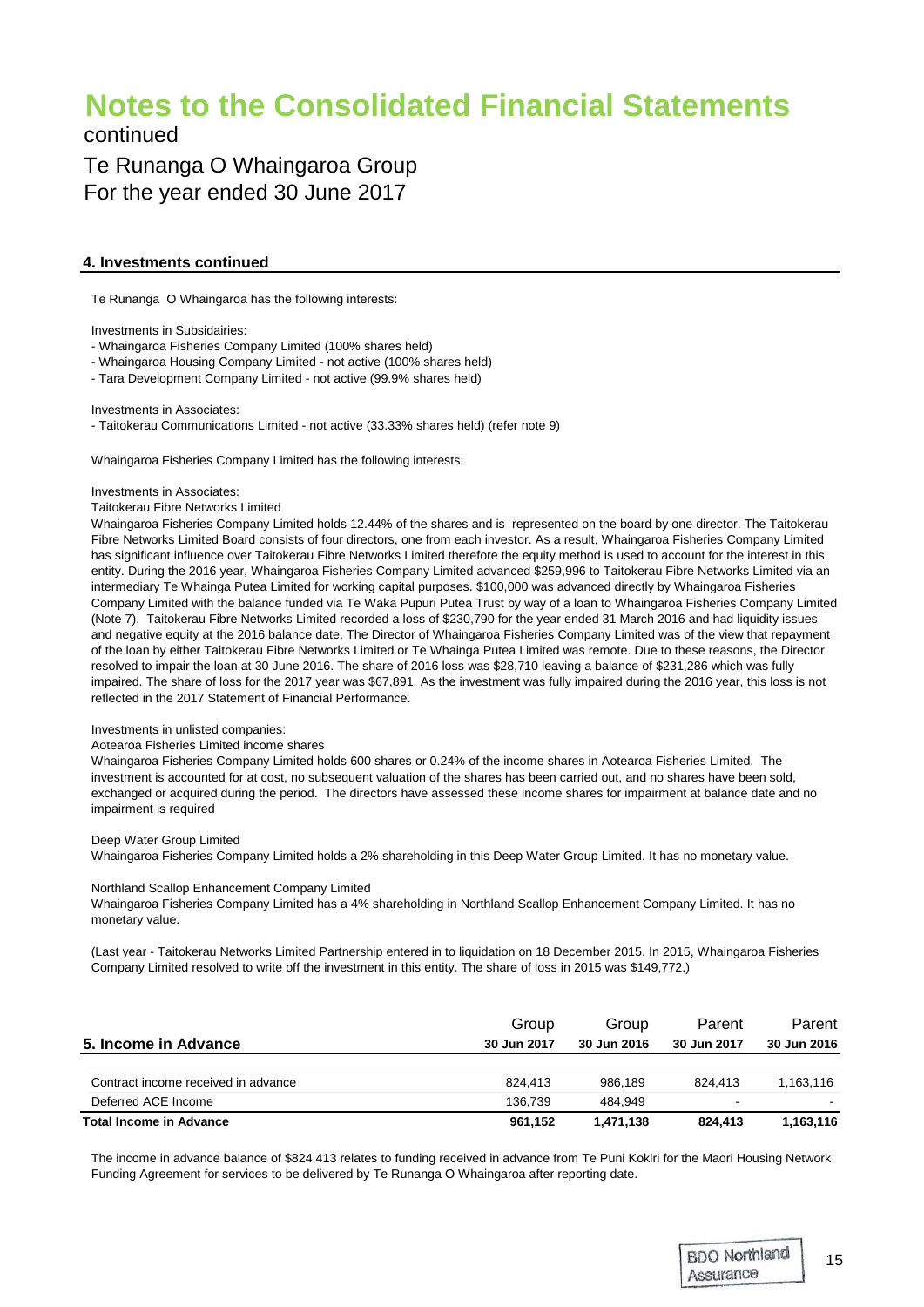# Notes to the Consolidated Financial Statements

continued

Te Runanga O Whaingaroa Group
For the year ended 30 June 2017

### 4. Investments continued

Te Runanga O Whaingaroa has the following interests:

Investments in Subsidairies:
- Whaingaroa Fisheries Company Limited (100% shares held)
- Whaingaroa Housing Company Limited - not active (100% shares held)
- Tara Development Company Limited - not active (99.9% shares held)

Investments in Associates:
- Taitokerau Communications Limited - not active (33.33% shares held) (refer note 9)

Whaingaroa Fisheries Company Limited has the following interests:

Investments in Associates:
Taitokerau Fibre Networks Limited
Whaingaroa Fisheries Company Limited holds 12.44% of the shares and is represented on the board by one director. The Taitokerau Fibre Networks Limited Board consists of four directors, one from each investor. As a result, Whaingaroa Fisheries Company Limited has significant influence over Taitokerau Fibre Networks Limited therefore the equity method is used to account for the interest in this entity. During the 2016 year, Whaingaroa Fisheries Company Limited advanced $259,996 to Taitokerau Fibre Networks Limited via an intermediary Te Whainga Putea Limited for working capital purposes. $100,000 was advanced directly by Whaingaroa Fisheries Company Limited with the balance funded via Te Waka Pupuri Putea Trust by way of a loan to Whaingaroa Fisheries Company Limited (Note 7). Taitokerau Fibre Networks Limited recorded a loss of $230,790 for the year ended 31 March 2016 and had liquidity issues and negative equity at the 2016 balance date. The Director of Whaingaroa Fisheries Company Limited was of the view that repayment of the loan by either Taitokerau Fibre Networks Limited or Te Whainga Putea Limited was remote. Due to these reasons, the Director resolved to impair the loan at 30 June 2016. The share of 2016 loss was $28,710 leaving a balance of $231,286 which was fully impaired. The share of loss for the 2017 year was $67,891. As the investment was fully impaired during the 2016 year, this loss is not reflected in the 2017 Statement of Financial Performance.

Investments in unlisted companies:
Aotearoa Fisheries Limited income shares
Whaingaroa Fisheries Company Limited holds 600 shares or 0.24% of the income shares in Aotearoa Fisheries Limited. The investment is accounted for at cost, no subsequent valuation of the shares has been carried out, and no shares have been sold, exchanged or acquired during the period. The directors have assessed these income shares for impairment at balance date and no impairment is required

Deep Water Group Limited
Whaingaroa Fisheries Company Limited holds a 2% shareholding in this Deep Water Group Limited. It has no monetary value.

Northland Scallop Enhancement Company Limited
Whaingaroa Fisheries Company Limited has a 4% shareholding in Northland Scallop Enhancement Company Limited. It has no monetary value.

(Last year - Taitokerau Networks Limited Partnership entered in to liquidation on 18 December 2015. In 2015, Whaingaroa Fisheries Company Limited resolved to write off the investment in this entity. The share of loss in 2015 was $149,772.)

### 5. Income in Advance

| | Group 30 Jun 2017 | Group 30 Jun 2016 | Parent 30 Jun 2017 | Parent 30 Jun 2016 |
|---|---|---|---|---|
| Contract income received in advance | 824,413 | 986,189 | 824,413 | 1,163,116 |
| Deferred ACE Income | 136,739 | 484,949 | - | - |
| **Total Income in Advance** | **961,152** | **1,471,138** | **824,413** | **1,163,116** |

The income in advance balance of $824,413 relates to funding received in advance from Te Puni Kokiri for the Maori Housing Network Funding Agreement for services to be delivered by Te Runanga O Whaingaroa after reporting date.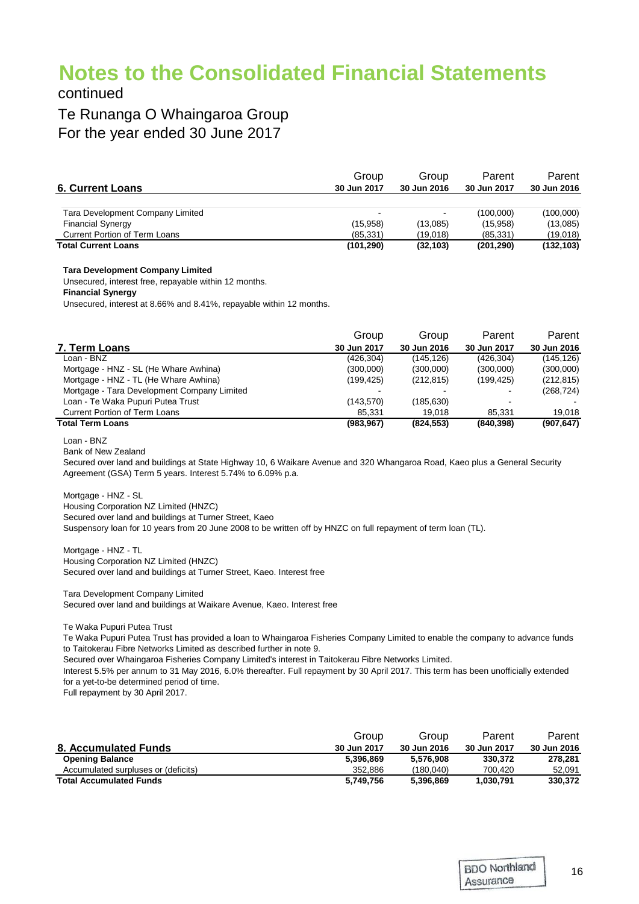# Notes to the Consolidated Financial Statements

continued

Te Runanga O Whaingaroa Group

For the year ended 30 June 2017

| 6. Current Loans | Group 30 Jun 2017 | Group 30 Jun 2016 | Parent 30 Jun 2017 | Parent 30 Jun 2016 |
|---|---|---|---|---|
| Tara Development Company Limited | - | - | (100,000) | (100,000) |
| Financial Synergy | (15,958) | (13,085) | (15,958) | (13,085) |
| Current Portion of Term Loans | (85,331) | (19,018) | (85,331) | (19,018) |
| **Total Current Loans** | **(101,290)** | **(32,103)** | **(201,290)** | **(132,103)** |

**Tara Development Company Limited**

Unsecured, interest free, repayable within 12 months.

**Financial Synergy**

Unsecured, interest at 8.66% and 8.41%, repayable within 12 months.

| 7. Term Loans | Group 30 Jun 2017 | Group 30 Jun 2016 | Parent 30 Jun 2017 | Parent 30 Jun 2016 |
|---|---|---|---|---|
| Loan - BNZ | (426,304) | (145,126) | (426,304) | (145,126) |
| Mortgage - HNZ - SL (He Whare Awhina) | (300,000) | (300,000) | (300,000) | (300,000) |
| Mortgage - HNZ - TL (He Whare Awhina) | (199,425) | (212,815) | (199,425) | (212,815) |
| Mortgage - Tara Development Company Limited | - | - | - | (268,724) |
| Loan - Te Waka Pupuri Putea Trust | (143,570) | (185,630) | - | - |
| Current Portion of Term Loans | 85,331 | 19,018 | 85,331 | 19,018 |
| **Total Term Loans** | **(983,967)** | **(824,553)** | **(840,398)** | **(907,647)** |

Loan - BNZ

Bank of New Zealand

Secured over land and buildings at State Highway 10, 6 Waikare Avenue and 320 Whangaroa Road, Kaeo plus a General Security Agreement (GSA) Term 5 years. Interest 5.74% to 6.09% p.a.

Mortgage - HNZ - SL

Housing Corporation NZ Limited (HNZC)

Secured over land and buildings at Turner Street, Kaeo

Suspensory loan for 10 years from 20 June 2008 to be written off by HNZC on full repayment of term loan (TL).

Mortgage - HNZ - TL

Housing Corporation NZ Limited (HNZC)

Secured over land and buildings at Turner Street, Kaeo. Interest free

Tara Development Company Limited

Secured over land and buildings at Waikare Avenue, Kaeo. Interest free

Te Waka Pupuri Putea Trust

Te Waka Pupuri Putea Trust has provided a loan to Whaingaroa Fisheries Company Limited to enable the company to advance funds to Taitokerau Fibre Networks Limited as described further in note 9.

Secured over Whaingaroa Fisheries Company Limited's interest in Taitokerau Fibre Networks Limited.

Interest 5.5% per annum to 31 May 2016, 6.0% thereafter. Full repayment by 30 April 2017. This term has been unofficially extended for a yet-to-be determined period of time.

Full repayment by 30 April 2017.

| 8. Accumulated Funds | Group 30 Jun 2017 | Group 30 Jun 2016 | Parent 30 Jun 2017 | Parent 30 Jun 2016 |
|---|---|---|---|---|
| **Opening Balance** | **5,396,869** | **5,576,908** | **330,372** | **278,281** |
| Accumulated surpluses or (deficits) | 352,886 | (180,040) | 700,420 | 52,091 |
| **Total Accumulated Funds** | **5,749,756** | **5,396,869** | **1,030,791** | **330,372** |

BDO Northland Assurance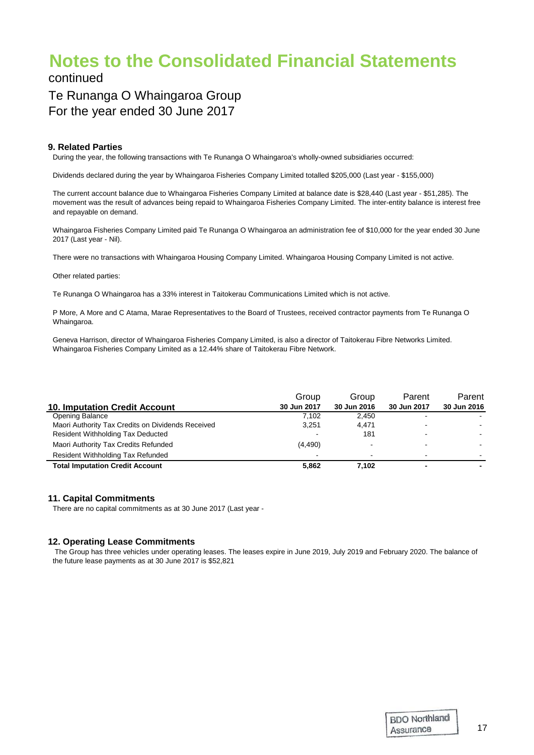# Notes to the Consolidated Financial Statements

continued

Te Runanga O Whaingaroa Group
For the year ended 30 June 2017

### 9. Related Parties

During the year, the following transactions with Te Runanga O Whaingaroa's wholly-owned subsidiaries occurred:

Dividends declared during the year by Whaingaroa Fisheries Company Limited totalled $205,000 (Last year - $155,000)

The current account balance due to Whaingaroa Fisheries Company Limited at balance date is $28,440 (Last year - $51,285). The movement was the result of advances being repaid to Whaingaroa Fisheries Company Limited. The inter-entity balance is interest free and repayable on demand.

Whaingaroa Fisheries Company Limited paid Te Runanga O Whaingaroa an administration fee of $10,000 for the year ended 30 June 2017 (Last year - Nil).

There were no transactions with Whaingaroa Housing Company Limited. Whaingaroa Housing Company Limited is not active.

Other related parties:

Te Runanga O Whaingaroa has a 33% interest in Taitokerau Communications Limited which is not active.

P More, A More and C Atama, Marae Representatives to the Board of Trustees, received contractor payments from Te Runanga O Whaingaroa.

Geneva Harrison, director of Whaingaroa Fisheries Company Limited, is also a director of Taitokerau Fibre Networks Limited. Whaingaroa Fisheries Company Limited as a 12.44% share of Taitokerau Fibre Network.

### 10. Imputation Credit Account

| | Group 30 Jun 2017 | Group 30 Jun 2016 | Parent 30 Jun 2017 | Parent 30 Jun 2016 |
|---|---|---|---|---|
| Opening Balance | 7,102 | 2,450 | - | - |
| Maori Authority Tax Credits on Dividends Received | 3,251 | 4,471 | - | - |
| Resident Withholding Tax Deducted | - | 181 | - | - |
| Maori Authority Tax Credits Refunded | (4,490) | - | - | - |
| Resident Withholding Tax Refunded | - | - | - | - |
| **Total Imputation Credit Account** | **5,862** | **7,102** | **-** | **-** |

### 11. Capital Commitments

There are no capital commitments as at 30 June 2017 (Last year -

### 12. Operating Lease Commitments

The Group has three vehicles under operating leases. The leases expire in June 2019, July 2019 and February 2020. The balance of the future lease payments as at 30 June 2017 is $52,821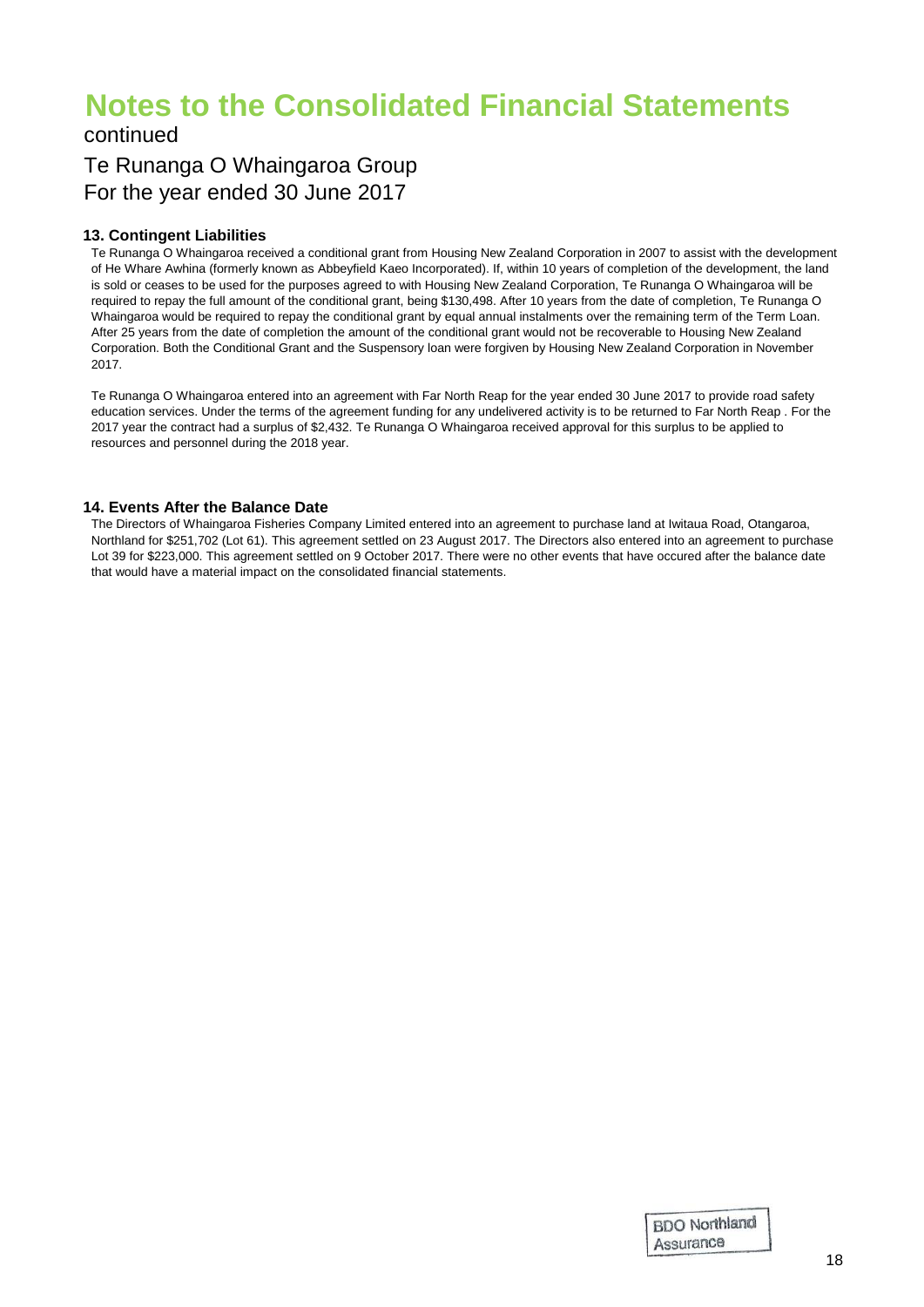# Notes to the Consolidated Financial Statements

continued

Te Runanga O Whaingaroa Group

For the year ended 30 June 2017

### 13. Contingent Liabilities

Te Runanga O Whaingaroa received a conditional grant from Housing New Zealand Corporation in 2007 to assist with the development of He Whare Awhina (formerly known as Abbeyfield Kaeo Incorporated). If, within 10 years of completion of the development, the land is sold or ceases to be used for the purposes agreed to with Housing New Zealand Corporation, Te Runanga O Whaingaroa will be required to repay the full amount of the conditional grant, being $130,498. After 10 years from the date of completion, Te Runanga O Whaingaroa would be required to repay the conditional grant by equal annual instalments over the remaining term of the Term Loan. After 25 years from the date of completion the amount of the conditional grant would not be recoverable to Housing New Zealand Corporation. Both the Conditional Grant and the Suspensory loan were forgiven by Housing New Zealand Corporation in November 2017.

Te Runanga O Whaingaroa entered into an agreement with Far North Reap for the year ended 30 June 2017 to provide road safety education services. Under the terms of the agreement funding for any undelivered activity is to be returned to Far North Reap . For the 2017 year the contract had a surplus of $2,432. Te Runanga O Whaingaroa received approval for this surplus to be applied to resources and personnel during the 2018 year.

### 14. Events After the Balance Date

The Directors of Whaingaroa Fisheries Company Limited entered into an agreement to purchase land at Iwitaua Road, Otangaroa, Northland for $251,702 (Lot 61). This agreement settled on 23 August 2017. The Directors also entered into an agreement to purchase Lot 39 for $223,000. This agreement settled on 9 October 2017. There were no other events that have occured after the balance date that would have a material impact on the consolidated financial statements.

BDO Northland Assurance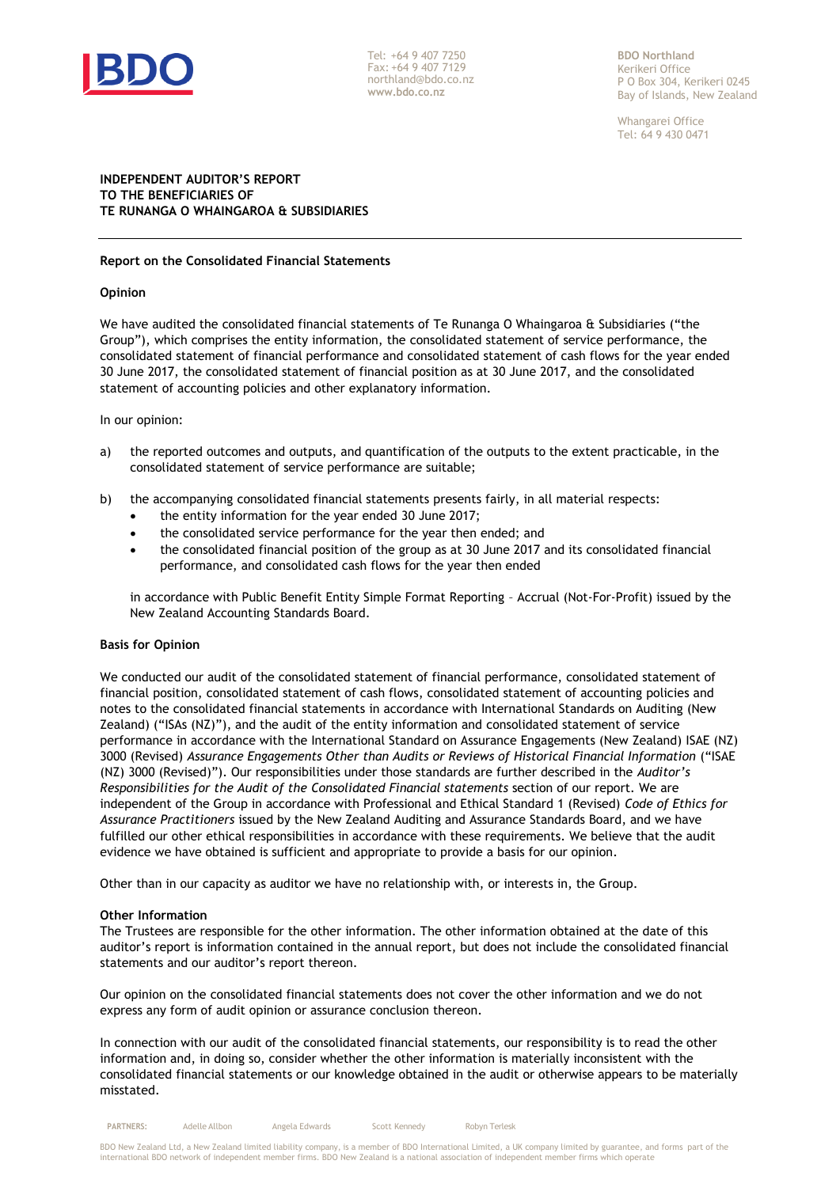**INDEPENDENT AUDITOR'S REPORT**
**TO THE BENEFICIARIES OF**
**TE RUNANGA O WHAINGAROA & SUBSIDIARIES**

## Report on the Consolidated Financial Statements

### Opinion

We have audited the consolidated financial statements of Te Runanga O Whaingaroa & Subsidiaries ("the Group"), which comprises the entity information, the consolidated statement of service performance, the consolidated statement of financial performance and consolidated statement of cash flows for the year ended 30 June 2017, the consolidated statement of financial position as at 30 June 2017, and the consolidated statement of accounting policies and other explanatory information.

In our opinion:

a) the reported outcomes and outputs, and quantification of the outputs to the extent practicable, in the consolidated statement of service performance are suitable;

b) the accompanying consolidated financial statements presents fairly, in all material respects:
   - the entity information for the year ended 30 June 2017;
   - the consolidated service performance for the year then ended; and
   - the consolidated financial position of the group as at 30 June 2017 and its consolidated financial performance, and consolidated cash flows for the year then ended

   in accordance with Public Benefit Entity Simple Format Reporting – Accrual (Not-For-Profit) issued by the New Zealand Accounting Standards Board.

### Basis for Opinion

We conducted our audit of the consolidated statement of financial performance, consolidated statement of financial position, consolidated statement of cash flows, consolidated statement of accounting policies and notes to the consolidated financial statements in accordance with International Standards on Auditing (New Zealand) ("ISAs (NZ)"), and the audit of the entity information and consolidated statement of service performance in accordance with the International Standard on Assurance Engagements (New Zealand) ISAE (NZ) 3000 (Revised) *Assurance Engagements Other than Audits or Reviews of Historical Financial Information* ("ISAE (NZ) 3000 (Revised)"). Our responsibilities under those standards are further described in the *Auditor's Responsibilities for the Audit of the Consolidated Financial statements* section of our report. We are independent of the Group in accordance with Professional and Ethical Standard 1 (Revised) *Code of Ethics for Assurance Practitioners* issued by the New Zealand Auditing and Assurance Standards Board, and we have fulfilled our other ethical responsibilities in accordance with these requirements. We believe that the audit evidence we have obtained is sufficient and appropriate to provide a basis for our opinion.

Other than in our capacity as auditor we have no relationship with, or interests in, the Group.

### Other Information

The Trustees are responsible for the other information. The other information obtained at the date of this auditor's report is information contained in the annual report, but does not include the consolidated financial statements and our auditor's report thereon.

Our opinion on the consolidated financial statements does not cover the other information and we do not express any form of audit opinion or assurance conclusion thereon.

In connection with our audit of the consolidated financial statements, our responsibility is to read the other information and, in doing so, consider whether the other information is materially inconsistent with the consolidated financial statements or our knowledge obtained in the audit or otherwise appears to be materially misstated.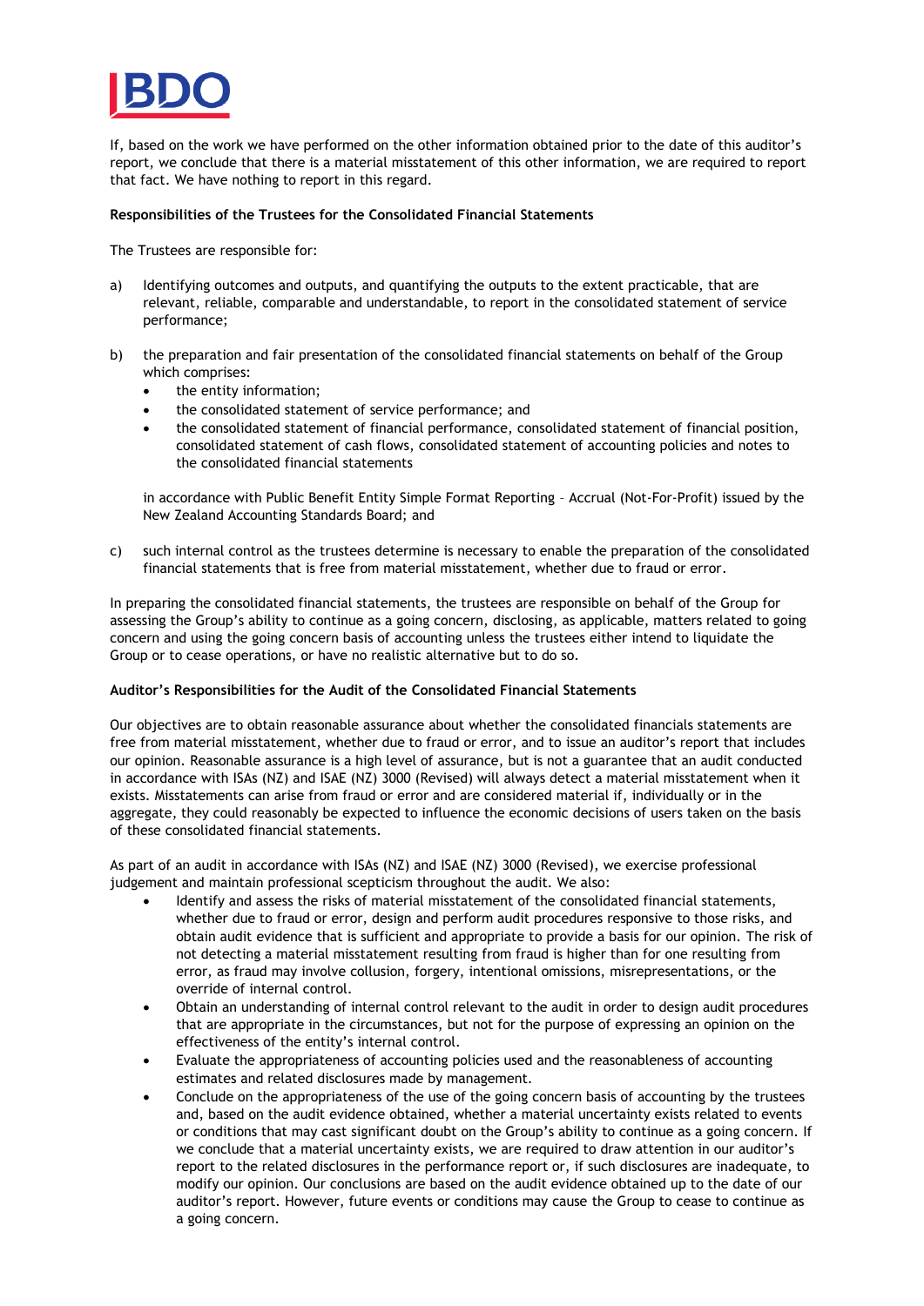If, based on the work we have performed on the other information obtained prior to the date of this auditor's report, we conclude that there is a material misstatement of this other information, we are required to report that fact. We have nothing to report in this regard.

**Responsibilities of the Trustees for the Consolidated Financial Statements**

The Trustees are responsible for:

a) Identifying outcomes and outputs, and quantifying the outputs to the extent practicable, that are relevant, reliable, comparable and understandable, to report in the consolidated statement of service performance;

b) the preparation and fair presentation of the consolidated financial statements on behalf of the Group which comprises:
   - the entity information;
   - the consolidated statement of service performance; and
   - the consolidated statement of financial performance, consolidated statement of financial position, consolidated statement of cash flows, consolidated statement of accounting policies and notes to the consolidated financial statements

   in accordance with Public Benefit Entity Simple Format Reporting – Accrual (Not-For-Profit) issued by the New Zealand Accounting Standards Board; and

c) such internal control as the trustees determine is necessary to enable the preparation of the consolidated financial statements that is free from material misstatement, whether due to fraud or error.

In preparing the consolidated financial statements, the trustees are responsible on behalf of the Group for assessing the Group's ability to continue as a going concern, disclosing, as applicable, matters related to going concern and using the going concern basis of accounting unless the trustees either intend to liquidate the Group or to cease operations, or have no realistic alternative but to do so.

**Auditor's Responsibilities for the Audit of the Consolidated Financial Statements**

Our objectives are to obtain reasonable assurance about whether the consolidated financials statements are free from material misstatement, whether due to fraud or error, and to issue an auditor's report that includes our opinion. Reasonable assurance is a high level of assurance, but is not a guarantee that an audit conducted in accordance with ISAs (NZ) and ISAE (NZ) 3000 (Revised) will always detect a material misstatement when it exists. Misstatements can arise from fraud or error and are considered material if, individually or in the aggregate, they could reasonably be expected to influence the economic decisions of users taken on the basis of these consolidated financial statements.

As part of an audit in accordance with ISAs (NZ) and ISAE (NZ) 3000 (Revised), we exercise professional judgement and maintain professional scepticism throughout the audit. We also:

- Identify and assess the risks of material misstatement of the consolidated financial statements, whether due to fraud or error, design and perform audit procedures responsive to those risks, and obtain audit evidence that is sufficient and appropriate to provide a basis for our opinion. The risk of not detecting a material misstatement resulting from fraud is higher than for one resulting from error, as fraud may involve collusion, forgery, intentional omissions, misrepresentations, or the override of internal control.
- Obtain an understanding of internal control relevant to the audit in order to design audit procedures that are appropriate in the circumstances, but not for the purpose of expressing an opinion on the effectiveness of the entity's internal control.
- Evaluate the appropriateness of accounting policies used and the reasonableness of accounting estimates and related disclosures made by management.
- Conclude on the appropriateness of the use of the going concern basis of accounting by the trustees and, based on the audit evidence obtained, whether a material uncertainty exists related to events or conditions that may cast significant doubt on the Group's ability to continue as a going concern. If we conclude that a material uncertainty exists, we are required to draw attention in our auditor's report to the related disclosures in the performance report or, if such disclosures are inadequate, to modify our opinion. Our conclusions are based on the audit evidence obtained up to the date of our auditor's report. However, future events or conditions may cause the Group to cease to continue as a going concern.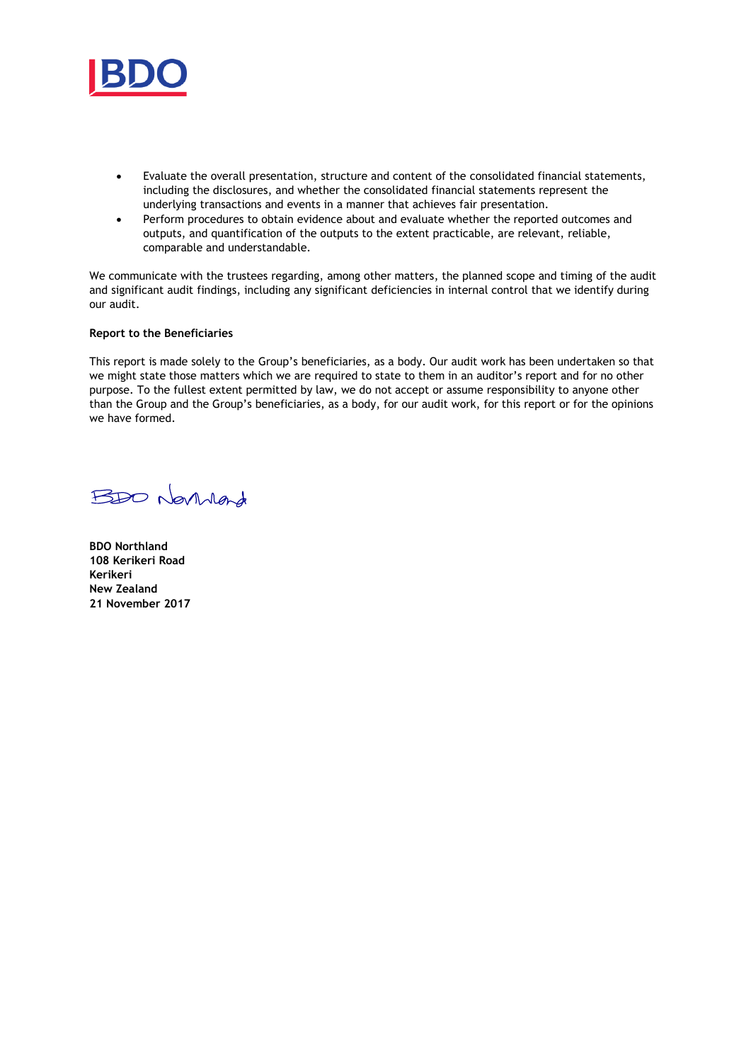- Evaluate the overall presentation, structure and content of the consolidated financial statements, including the disclosures, and whether the consolidated financial statements represent the underlying transactions and events in a manner that achieves fair presentation.
- Perform procedures to obtain evidence about and evaluate whether the reported outcomes and outputs, and quantification of the outputs to the extent practicable, are relevant, reliable, comparable and understandable.

We communicate with the trustees regarding, among other matters, the planned scope and timing of the audit and significant audit findings, including any significant deficiencies in internal control that we identify during our audit.

**Report to the Beneficiaries**

This report is made solely to the Group's beneficiaries, as a body. Our audit work has been undertaken so that we might state those matters which we are required to state to them in an auditor's report and for no other purpose. To the fullest extent permitted by law, we do not accept or assume responsibility to anyone other than the Group and the Group's beneficiaries, as a body, for our audit work, for this report or for the opinions we have formed.

BDO Northland

**BDO Northland**
**108 Kerikeri Road**
**Kerikeri**
**New Zealand**
**21 November 2017**